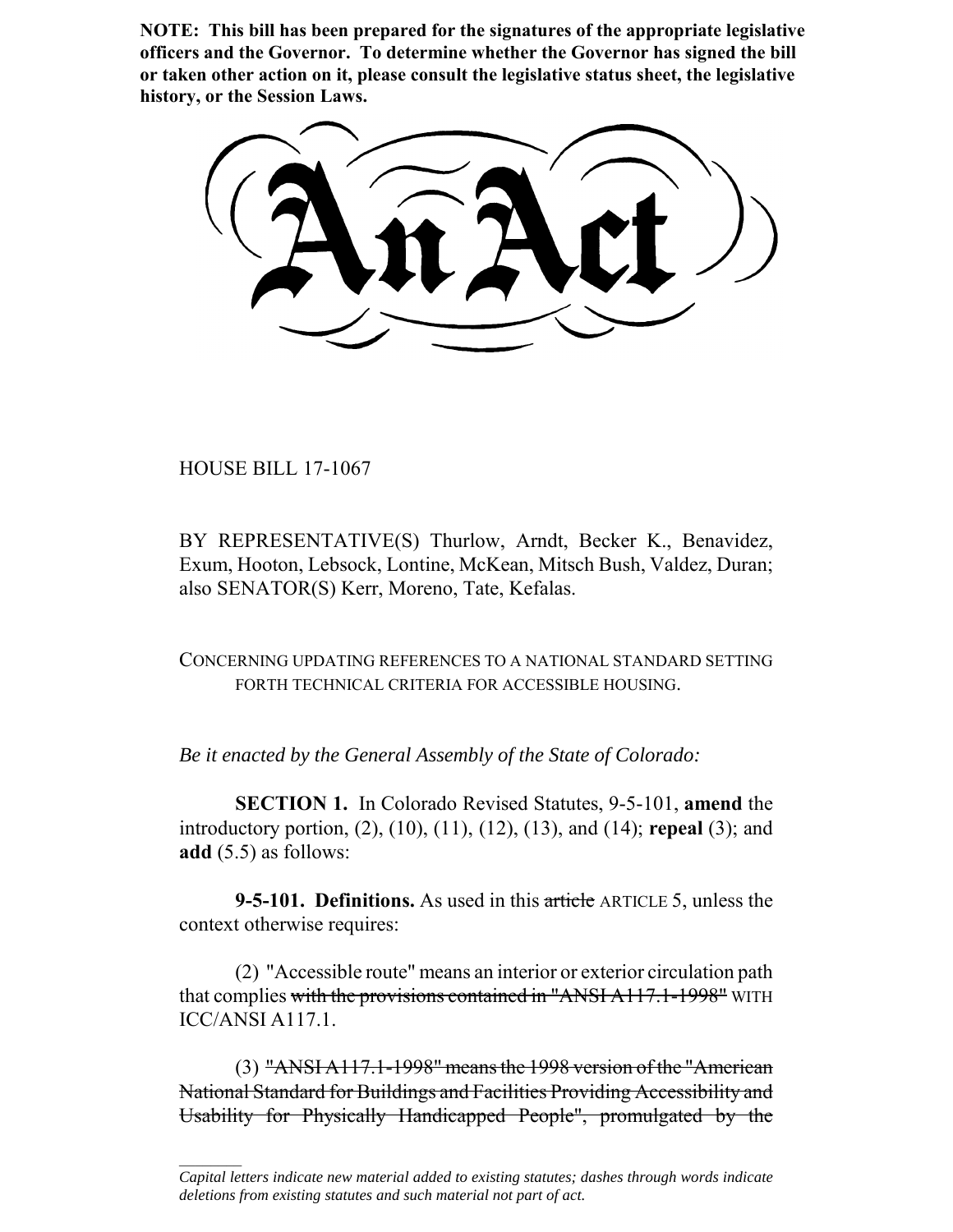**NOTE: This bill has been prepared for the signatures of the appropriate legislative officers and the Governor. To determine whether the Governor has signed the bill or taken other action on it, please consult the legislative status sheet, the legislative history, or the Session Laws.**

# An Act

HOUSE BILL 17-1067

BY REPRESENTATIVE(S) Thurlow, Arndt, Becker K., Benavidez, Exum, Hooton, Lebsock, Lontine, McKean, Mitsch Bush, Valdez, Duran; also SENATOR(S) Kerr, Moreno, Tate, Kefalas.

CONCERNING UPDATING REFERENCES TO A NATIONAL STANDARD SETTING FORTH TECHNICAL CRITERIA FOR ACCESSIBLE HOUSING.

*Be it enacted by the General Assembly of the State of Colorado:*

**SECTION 1.** In Colorado Revised Statutes, 9-5-101, **amend** the introductory portion, (2), (10), (11), (12), (13), and (14); **repeal** (3); and **add** (5.5) as follows:

**9-5-101. Definitions.** As used in this ~~article~~ ARTICLE 5, unless the context otherwise requires:

(2) "Accessible route" means an interior or exterior circulation path that complies ~~with the provisions contained in "ANSI A117.1-1998"~~ WITH ICC/ANSI A117.1.

(3) ~~"ANSI A117.1-1998" means the 1998 version of the "American National Standard for Buildings and Facilities Providing Accessibility and Usability for Physically Handicapped People", promulgated by the~~

---

*Capital letters indicate new material added to existing statutes; dashes through words indicate deletions from existing statutes and such material not part of act.*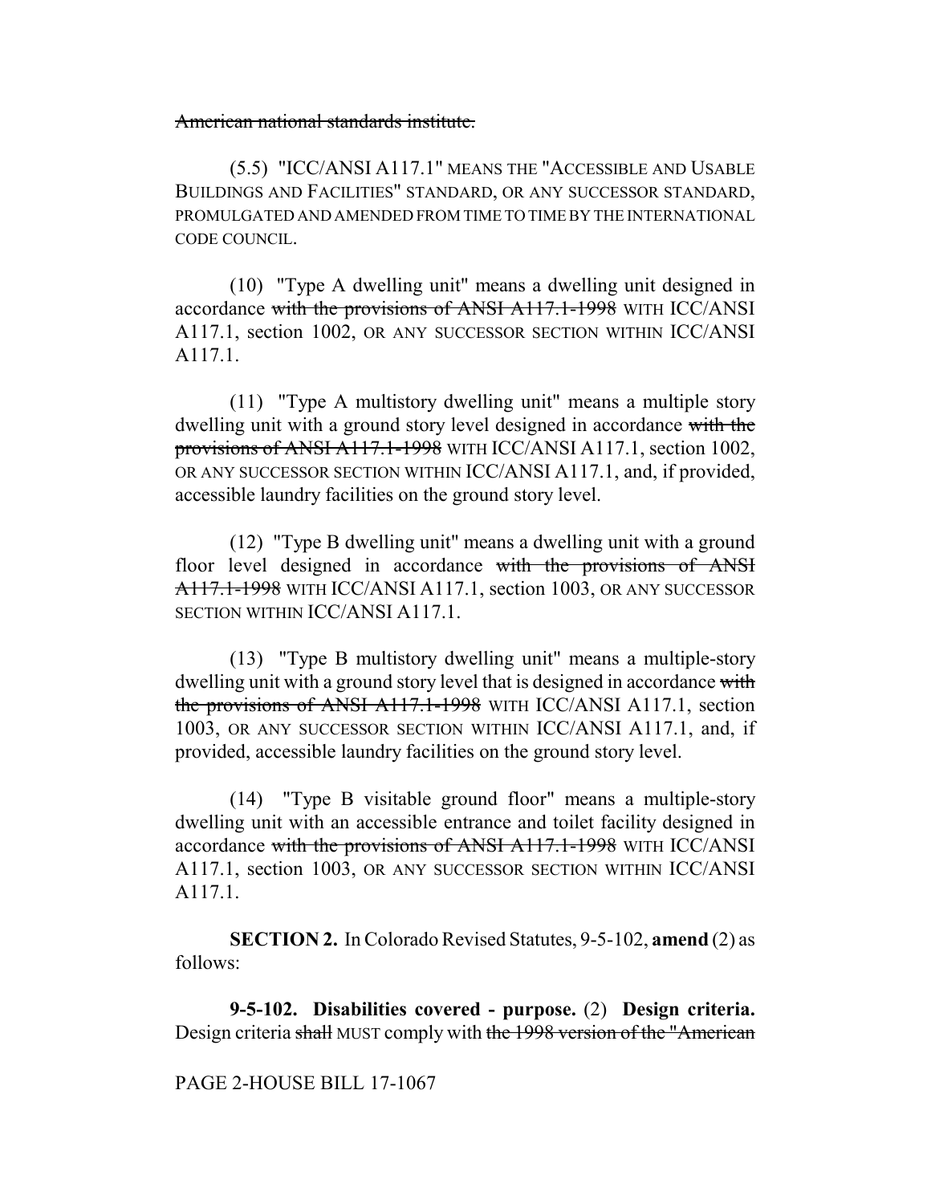~~American national standards institute.~~

(5.5) "ICC/ANSI A117.1" MEANS THE "ACCESSIBLE AND USABLE BUILDINGS AND FACILITIES" STANDARD, OR ANY SUCCESSOR STANDARD, PROMULGATED AND AMENDED FROM TIME TO TIME BY THE INTERNATIONAL CODE COUNCIL.

(10) "Type A dwelling unit" means a dwelling unit designed in accordance ~~with the provisions of ANSI A117.1-1998~~ WITH ICC/ANSI A117.1, section 1002, OR ANY SUCCESSOR SECTION WITHIN ICC/ANSI A117.1.

(11) "Type A multistory dwelling unit" means a multiple story dwelling unit with a ground story level designed in accordance ~~with the provisions of ANSI A117.1-1998~~ WITH ICC/ANSI A117.1, section 1002, OR ANY SUCCESSOR SECTION WITHIN ICC/ANSI A117.1, and, if provided, accessible laundry facilities on the ground story level.

(12) "Type B dwelling unit" means a dwelling unit with a ground floor level designed in accordance ~~with the provisions of ANSI A117.1-1998~~ WITH ICC/ANSI A117.1, section 1003, OR ANY SUCCESSOR SECTION WITHIN ICC/ANSI A117.1.

(13) "Type B multistory dwelling unit" means a multiple-story dwelling unit with a ground story level that is designed in accordance ~~with the provisions of ANSI A117.1-1998~~ WITH ICC/ANSI A117.1, section 1003, OR ANY SUCCESSOR SECTION WITHIN ICC/ANSI A117.1, and, if provided, accessible laundry facilities on the ground story level.

(14) "Type B visitable ground floor" means a multiple-story dwelling unit with an accessible entrance and toilet facility designed in accordance ~~with the provisions of ANSI A117.1-1998~~ WITH ICC/ANSI A117.1, section 1003, OR ANY SUCCESSOR SECTION WITHIN ICC/ANSI A117.1.

**SECTION 2.** In Colorado Revised Statutes, 9-5-102, **amend** (2) as follows:

**9-5-102. Disabilities covered - purpose.** (2) **Design criteria.** Design criteria ~~shall~~ MUST comply with ~~the 1998 version of the "American~~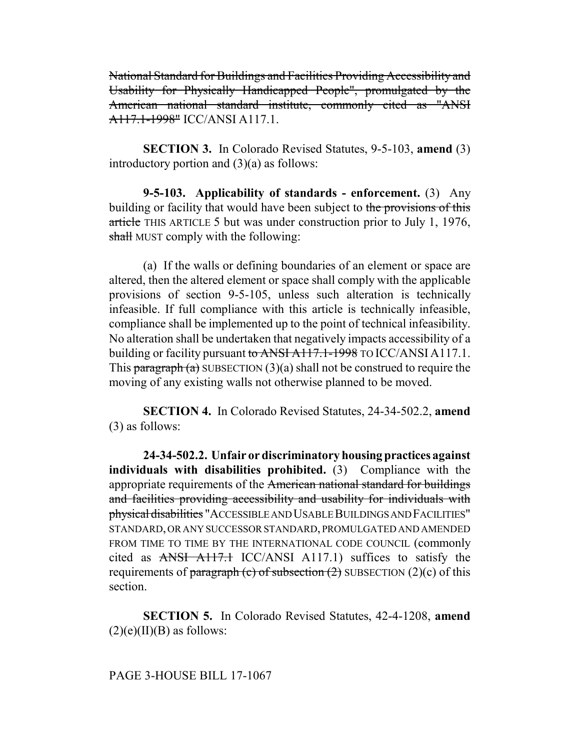~~National Standard for Buildings and Facilities Providing Accessibility and Usability for Physically Handicapped People", promulgated by the American national standard institute, commonly cited as "ANSI A117.1-1998"~~ ICC/ANSI A117.1.

**SECTION 3.** In Colorado Revised Statutes, 9-5-103, **amend** (3) introductory portion and (3)(a) as follows:

**9-5-103. Applicability of standards - enforcement.** (3) Any building or facility that would have been subject to ~~the provisions of this article~~ THIS ARTICLE 5 but was under construction prior to July 1, 1976, ~~shall~~ MUST comply with the following:

(a) If the walls or defining boundaries of an element or space are altered, then the altered element or space shall comply with the applicable provisions of section 9-5-105, unless such alteration is technically infeasible. If full compliance with this article is technically infeasible, compliance shall be implemented up to the point of technical infeasibility. No alteration shall be undertaken that negatively impacts accessibility of a building or facility pursuant ~~to ANSI A117.1-1998~~ TO ICC/ANSI A117.1. This ~~paragraph (a)~~ SUBSECTION (3)(a) shall not be construed to require the moving of any existing walls not otherwise planned to be moved.

**SECTION 4.** In Colorado Revised Statutes, 24-34-502.2, **amend** (3) as follows:

**24-34-502.2. Unfair or discriminatory housing practices against individuals with disabilities prohibited.** (3) Compliance with the appropriate requirements of the ~~American national standard for buildings and facilities providing accessibility and usability for individuals with physical disabilities~~ "ACCESSIBLE AND USABLE BUILDINGS AND FACILITIES" STANDARD, OR ANY SUCCESSOR STANDARD, PROMULGATED AND AMENDED FROM TIME TO TIME BY THE INTERNATIONAL CODE COUNCIL (commonly cited as ~~ANSI A117.1~~ ICC/ANSI A117.1) suffices to satisfy the requirements of ~~paragraph (c) of subsection (2)~~ SUBSECTION (2)(c) of this section.

**SECTION 5.** In Colorado Revised Statutes, 42-4-1208, **amend** (2)(e)(II)(B) as follows:

PAGE 3-HOUSE BILL 17-1067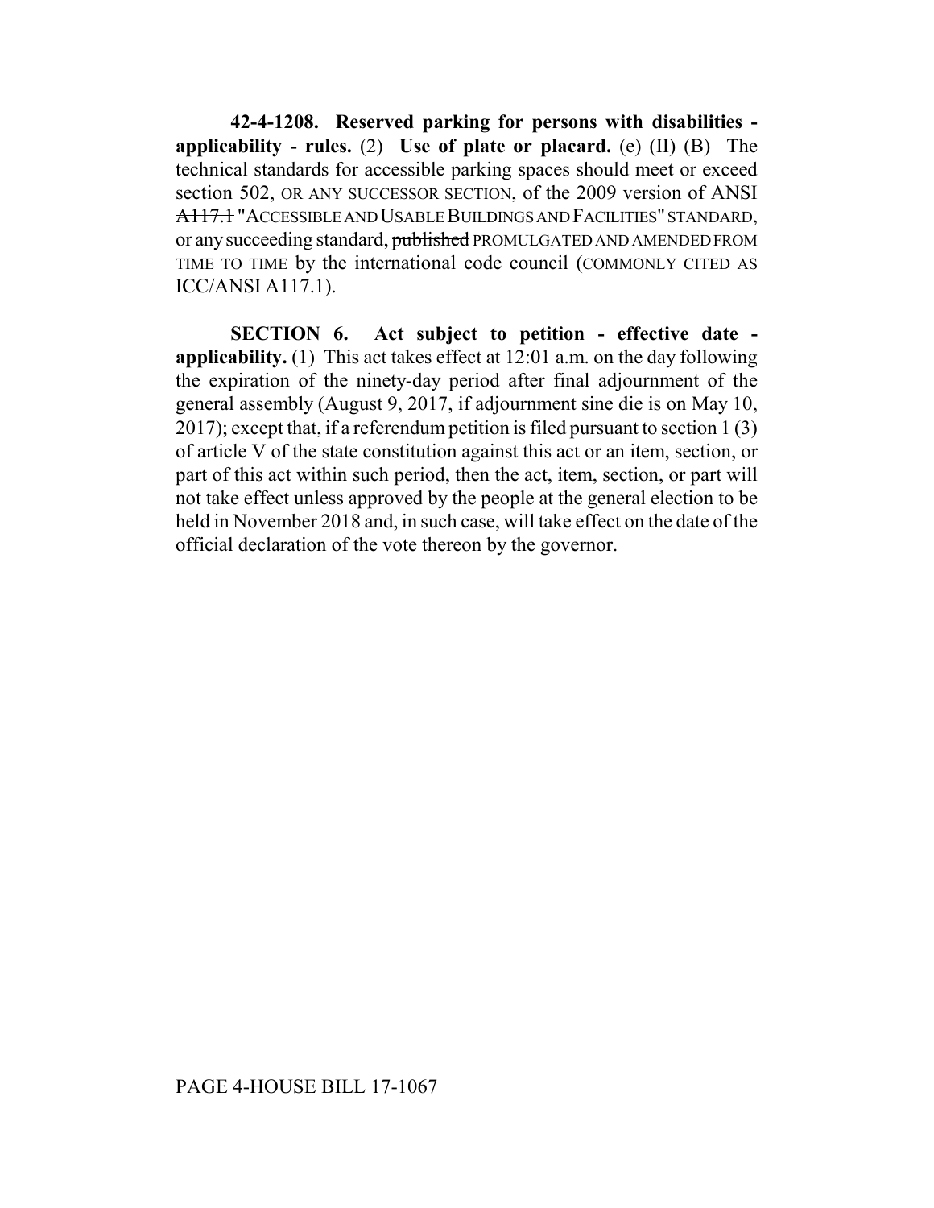**42-4-1208. Reserved parking for persons with disabilities - applicability - rules.** (2) **Use of plate or placard.** (e) (II) (B) The technical standards for accessible parking spaces should meet or exceed section 502, OR ANY SUCCESSOR SECTION, of the ~~2009 version of ANSI A117.1~~ "ACCESSIBLE AND USABLE BUILDINGS AND FACILITIES" STANDARD, or any succeeding standard, ~~published~~ PROMULGATED AND AMENDED FROM TIME TO TIME by the international code council (COMMONLY CITED AS ICC/ANSI A117.1).

**SECTION 6. Act subject to petition - effective date - applicability.** (1) This act takes effect at 12:01 a.m. on the day following the expiration of the ninety-day period after final adjournment of the general assembly (August 9, 2017, if adjournment sine die is on May 10, 2017); except that, if a referendum petition is filed pursuant to section 1 (3) of article V of the state constitution against this act or an item, section, or part of this act within such period, then the act, item, section, or part will not take effect unless approved by the people at the general election to be held in November 2018 and, in such case, will take effect on the date of the official declaration of the vote thereon by the governor.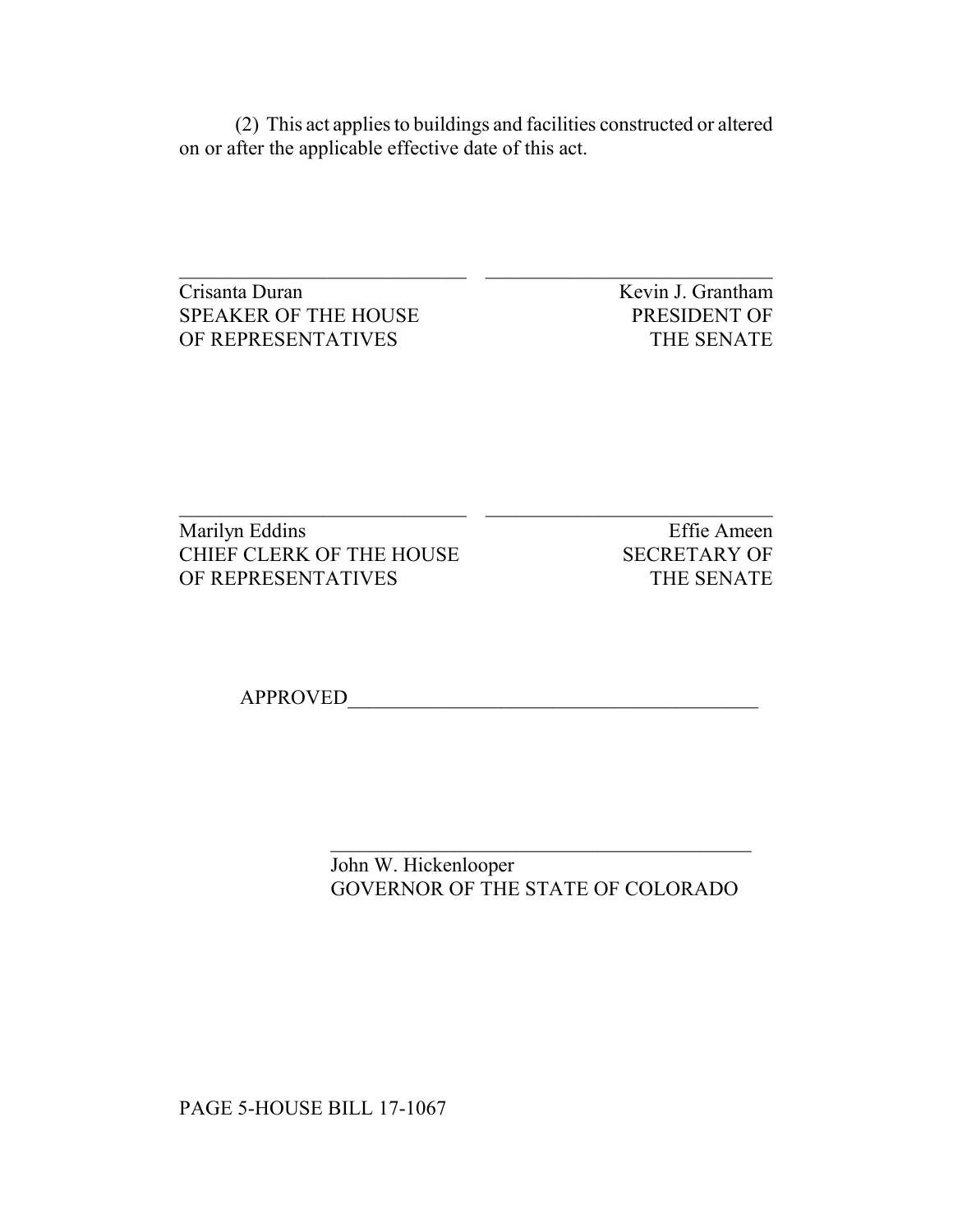(2) This act applies to buildings and facilities constructed or altered on or after the applicable effective date of this act.

\_\_\_\_\_\_\_\_\_\_\_\_\_\_\_\_\_\_\_\_\_\_\_\_\_\_\_\_ \_\_\_\_\_\_\_\_\_\_\_\_\_\_\_\_\_\_\_\_\_\_\_\_\_\_\_\_

Crisanta Duran
SPEAKER OF THE HOUSE
OF REPRESENTATIVES

Kevin J. Grantham
PRESIDENT OF
THE SENATE

\_\_\_\_\_\_\_\_\_\_\_\_\_\_\_\_\_\_\_\_\_\_\_\_\_\_\_\_ \_\_\_\_\_\_\_\_\_\_\_\_\_\_\_\_\_\_\_\_\_\_\_\_\_\_\_\_

Marilyn Eddins
CHIEF CLERK OF THE HOUSE
OF REPRESENTATIVES

Effie Ameen
SECRETARY OF
THE SENATE

APPROVED\_\_\_\_\_\_\_\_\_\_\_\_\_\_\_\_\_\_\_\_\_\_\_\_\_\_\_\_\_\_\_\_\_\_\_\_\_\_\_\_

\_\_\_\_\_\_\_\_\_\_\_\_\_\_\_\_\_\_\_\_\_\_\_\_\_\_\_\_\_\_\_\_\_\_\_\_\_\_\_\_

John W. Hickenlooper
GOVERNOR OF THE STATE OF COLORADO

PAGE 5-HOUSE BILL 17-1067